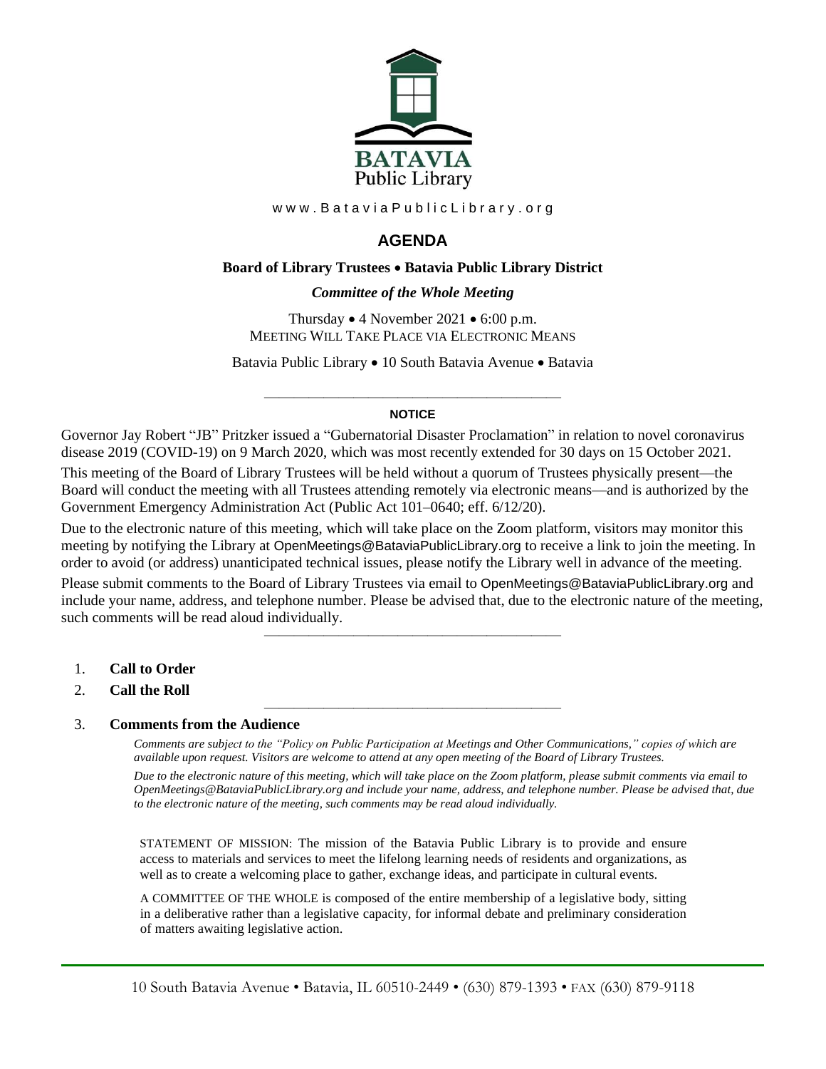BATAVIA
Public Library

www.BataviaPublicLibrary.org

# AGENDA

**Board of Library Trustees • Batavia Public Library District**

***Committee of the Whole Meeting***

Thursday • 4 November 2021 • 6:00 p.m.
MEETING WILL TAKE PLACE VIA ELECTRONIC MEANS

Batavia Public Library • 10 South Batavia Avenue • Batavia

---

**NOTICE**

Governor Jay Robert "JB" Pritzker issued a "Gubernatorial Disaster Proclamation" in relation to novel coronavirus disease 2019 (COVID-19) on 9 March 2020, which was most recently extended for 30 days on 15 October 2021.

This meeting of the Board of Library Trustees will be held without a quorum of Trustees physically present—the Board will conduct the meeting with all Trustees attending remotely via electronic means—and is authorized by the Government Emergency Administration Act (Public Act 101–0640; eff. 6/12/20).

Due to the electronic nature of this meeting, which will take place on the Zoom platform, visitors may monitor this meeting by notifying the Library at OpenMeetings@BataviaPublicLibrary.org to receive a link to join the meeting. In order to avoid (or address) unanticipated technical issues, please notify the Library well in advance of the meeting.

Please submit comments to the Board of Library Trustees via email to OpenMeetings@BataviaPublicLibrary.org and include your name, address, and telephone number. Please be advised that, due to the electronic nature of the meeting, such comments will be read aloud individually.

---

1. **Call to Order**
2. **Call the Roll**

---

3. **Comments from the Audience**

   *Comments are subject to the "Policy on Public Participation at Meetings and Other Communications," copies of which are available upon request. Visitors are welcome to attend at any open meeting of the Board of Library Trustees.*

   *Due to the electronic nature of this meeting, which will take place on the Zoom platform, please submit comments via email to OpenMeetings@BataviaPublicLibrary.org and include your name, address, and telephone number. Please be advised that, due to the electronic nature of the meeting, such comments may be read aloud individually.*

STATEMENT OF MISSION: The mission of the Batavia Public Library is to provide and ensure access to materials and services to meet the lifelong learning needs of residents and organizations, as well as to create a welcoming place to gather, exchange ideas, and participate in cultural events.

A COMMITTEE OF THE WHOLE is composed of the entire membership of a legislative body, sitting in a deliberative rather than a legislative capacity, for informal debate and preliminary consideration of matters awaiting legislative action.

10 South Batavia Avenue • Batavia, IL 60510-2449 • (630) 879-1393 • FAX (630) 879-9118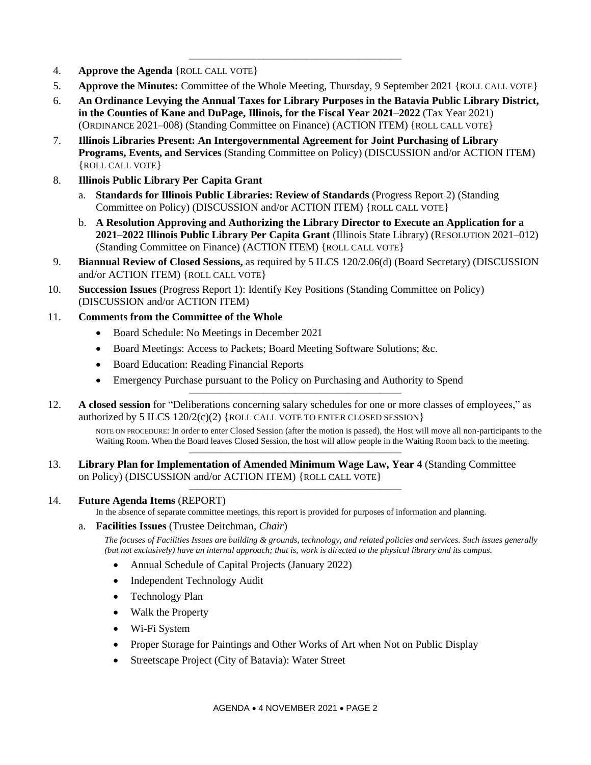4. **Approve the Agenda** {ROLL CALL VOTE}
5. **Approve the Minutes:** Committee of the Whole Meeting, Thursday, 9 September 2021 {ROLL CALL VOTE}
6. **An Ordinance Levying the Annual Taxes for Library Purposes in the Batavia Public Library District, in the Counties of Kane and DuPage, Illinois, for the Fiscal Year 2021–2022** (Tax Year 2021) (ORDINANCE 2021–008) (Standing Committee on Finance) (ACTION ITEM) {ROLL CALL VOTE}
7. **Illinois Libraries Present: An Intergovernmental Agreement for Joint Purchasing of Library Programs, Events, and Services** (Standing Committee on Policy) (DISCUSSION and/or ACTION ITEM) {ROLL CALL VOTE}
8. **Illinois Public Library Per Capita Grant**
   a. **Standards for Illinois Public Libraries: Review of Standards** (Progress Report 2) (Standing Committee on Policy) (DISCUSSION and/or ACTION ITEM) {ROLL CALL VOTE}
   b. **A Resolution Approving and Authorizing the Library Director to Execute an Application for a 2021–2022 Illinois Public Library Per Capita Grant** (Illinois State Library) (RESOLUTION 2021–012) (Standing Committee on Finance) (ACTION ITEM) {ROLL CALL VOTE}
9. **Biannual Review of Closed Sessions,** as required by 5 ILCS 120/2.06(d) (Board Secretary) (DISCUSSION and/or ACTION ITEM) {ROLL CALL VOTE}
10. **Succession Issues** (Progress Report 1): Identify Key Positions (Standing Committee on Policy) (DISCUSSION and/or ACTION ITEM)
11. **Comments from the Committee of the Whole**
    - Board Schedule: No Meetings in December 2021
    - Board Meetings: Access to Packets; Board Meeting Software Solutions; &c.
    - Board Education: Reading Financial Reports
    - Emergency Purchase pursuant to the Policy on Purchasing and Authority to Spend

---

12. **A closed session** for "Deliberations concerning salary schedules for one or more classes of employees," as authorized by 5 ILCS 120/2(c)(2) {ROLL CALL VOTE TO ENTER CLOSED SESSION}

    NOTE ON PROCEDURE: In order to enter Closed Session (after the motion is passed), the Host will move all non-participants to the Waiting Room. When the Board leaves Closed Session, the host will allow people in the Waiting Room back to the meeting.

---

13. **Library Plan for Implementation of Amended Minimum Wage Law, Year 4** (Standing Committee on Policy) (DISCUSSION and/or ACTION ITEM) {ROLL CALL VOTE}

---

14. **Future Agenda Items** (REPORT)

    In the absence of separate committee meetings, this report is provided for purposes of information and planning.

    a. **Facilities Issues** (Trustee Deitchman, *Chair*)

       *The focuses of Facilities Issues are building & grounds, technology, and related policies and services. Such issues generally (but not exclusively) have an internal approach; that is, work is directed to the physical library and its campus.*

       - Annual Schedule of Capital Projects (January 2022)
       - Independent Technology Audit
       - Technology Plan
       - Walk the Property
       - Wi-Fi System
       - Proper Storage for Paintings and Other Works of Art when Not on Public Display
       - Streetscape Project (City of Batavia): Water Street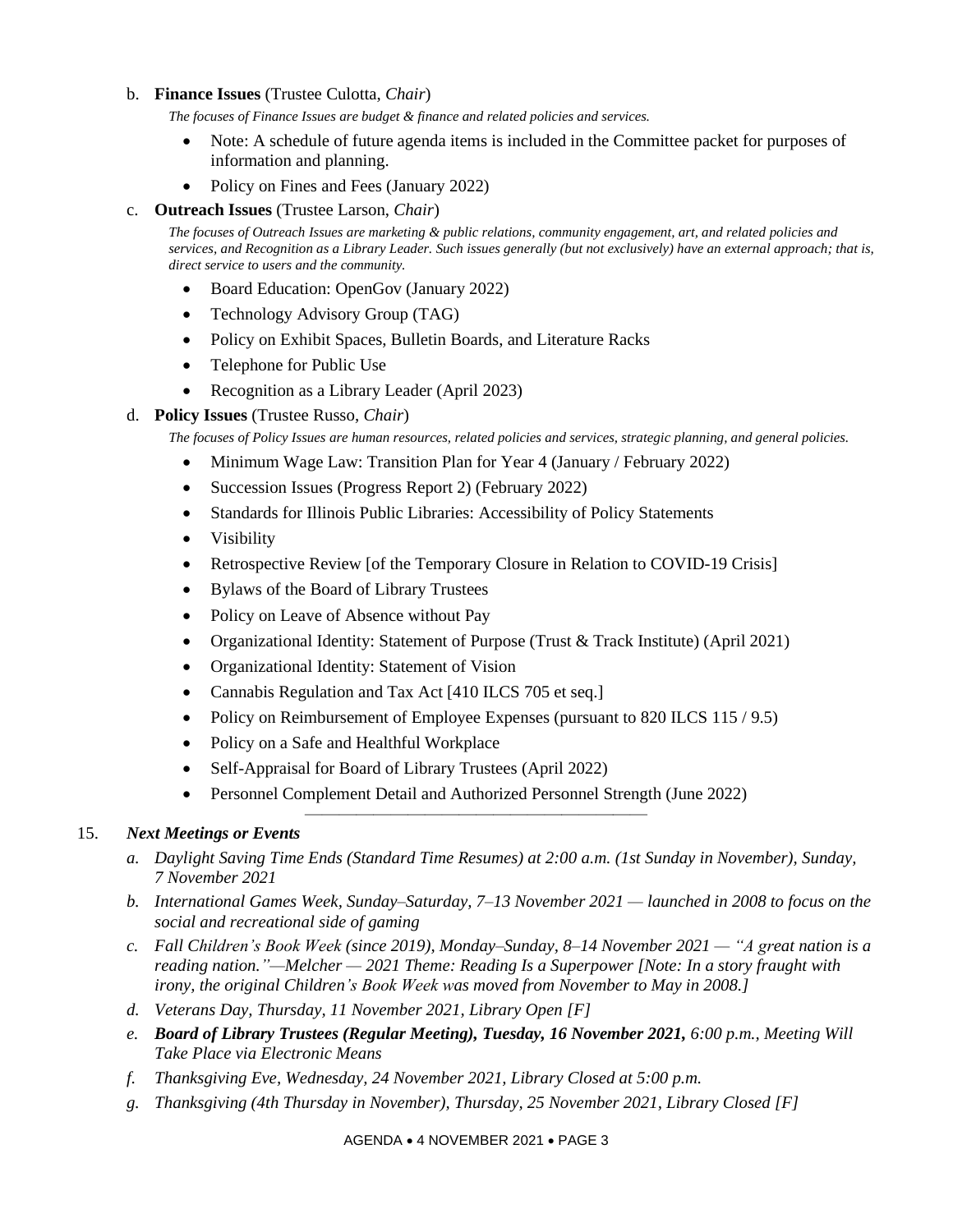b. **Finance Issues** (Trustee Culotta, *Chair*)

*The focuses of Finance Issues are budget & finance and related policies and services.*

- Note: A schedule of future agenda items is included in the Committee packet for purposes of information and planning.
- Policy on Fines and Fees (January 2022)

c. **Outreach Issues** (Trustee Larson, *Chair*)

*The focuses of Outreach Issues are marketing & public relations, community engagement, art, and related policies and services, and Recognition as a Library Leader. Such issues generally (but not exclusively) have an external approach; that is, direct service to users and the community.*

- Board Education: OpenGov (January 2022)
- Technology Advisory Group (TAG)
- Policy on Exhibit Spaces, Bulletin Boards, and Literature Racks
- Telephone for Public Use
- Recognition as a Library Leader (April 2023)

d. **Policy Issues** (Trustee Russo, *Chair*)

*The focuses of Policy Issues are human resources, related policies and services, strategic planning, and general policies.*

- Minimum Wage Law: Transition Plan for Year 4 (January / February 2022)
- Succession Issues (Progress Report 2) (February 2022)
- Standards for Illinois Public Libraries: Accessibility of Policy Statements
- Visibility
- Retrospective Review [of the Temporary Closure in Relation to COVID-19 Crisis]
- Bylaws of the Board of Library Trustees
- Policy on Leave of Absence without Pay
- Organizational Identity: Statement of Purpose (Trust & Track Institute) (April 2021)
- Organizational Identity: Statement of Vision
- Cannabis Regulation and Tax Act [410 ILCS 705 et seq.]
- Policy on Reimbursement of Employee Expenses (pursuant to 820 ILCS 115 / 9.5)
- Policy on a Safe and Healthful Workplace
- Self-Appraisal for Board of Library Trustees (April 2022)
- Personnel Complement Detail and Authorized Personnel Strength (June 2022)

---

15. ***Next Meetings or Events***

*a. Daylight Saving Time Ends (Standard Time Resumes) at 2:00 a.m. (1st Sunday in November), Sunday, 7 November 2021*

*b. International Games Week, Sunday–Saturday, 7–13 November 2021 — launched in 2008 to focus on the social and recreational side of gaming*

*c. Fall Children's Book Week (since 2019), Monday–Sunday, 8–14 November 2021 — "A great nation is a reading nation."—Melcher — 2021 Theme: Reading Is a Superpower [Note: In a story fraught with irony, the original Children's Book Week was moved from November to May in 2008.]*

*d. Veterans Day, Thursday, 11 November 2021, Library Open [F]*

*e. **Board of Library Trustees (Regular Meeting), Tuesday, 16 November 2021,** 6:00 p.m., Meeting Will Take Place via Electronic Means*

*f. Thanksgiving Eve, Wednesday, 24 November 2021, Library Closed at 5:00 p.m.*

*g. Thanksgiving (4th Thursday in November), Thursday, 25 November 2021, Library Closed [F]*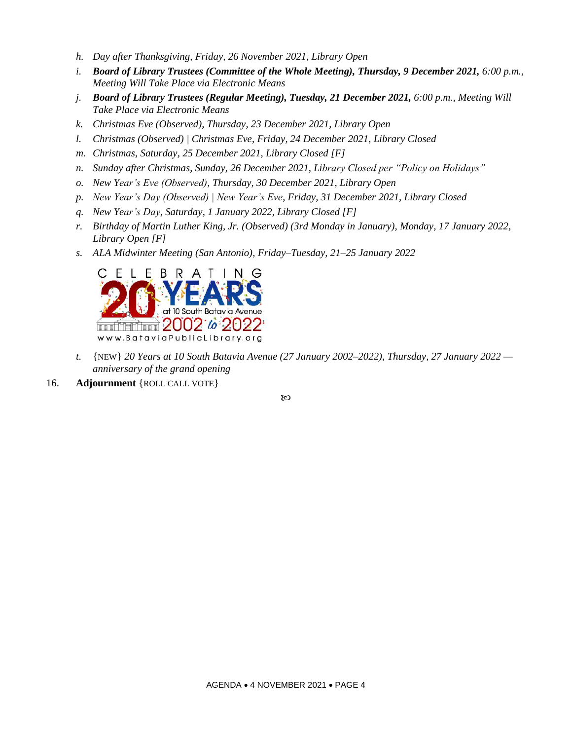h. *Day after Thanksgiving, Friday, 26 November 2021, Library Open*
i. ***Board of Library Trustees (Committee of the Whole Meeting), Thursday, 9 December 2021,*** *6:00 p.m., Meeting Will Take Place via Electronic Means*
j. ***Board of Library Trustees (Regular Meeting), Tuesday, 21 December 2021,*** *6:00 p.m., Meeting Will Take Place via Electronic Means*
k. *Christmas Eve (Observed), Thursday, 23 December 2021, Library Open*
l. *Christmas (Observed) | Christmas Eve, Friday, 24 December 2021, Library Closed*
m. *Christmas, Saturday, 25 December 2021, Library Closed [F]*
n. *Sunday after Christmas, Sunday, 26 December 2021, Library Closed per "Policy on Holidays"*
o. *New Year's Eve (Observed), Thursday, 30 December 2021, Library Open*
p. *New Year's Day (Observed) | New Year's Eve, Friday, 31 December 2021, Library Closed*
q. *New Year's Day, Saturday, 1 January 2022, Library Closed [F]*
r. *Birthday of Martin Luther King, Jr. (Observed) (3rd Monday in January), Monday, 17 January 2022, Library Open [F]*
s. *ALA Midwinter Meeting (San Antonio), Friday–Tuesday, 21–25 January 2022*

CELEBRATING 20 YEARS at 10 South Batavia Avenue 2002 to 2022
www.BataviaPublicLibrary.org

t. {NEW} *20 Years at 10 South Batavia Avenue (27 January 2002–2022), Thursday, 27 January 2022 — anniversary of the grand opening*

16. **Adjournment** {ROLL CALL VOTE}

℘